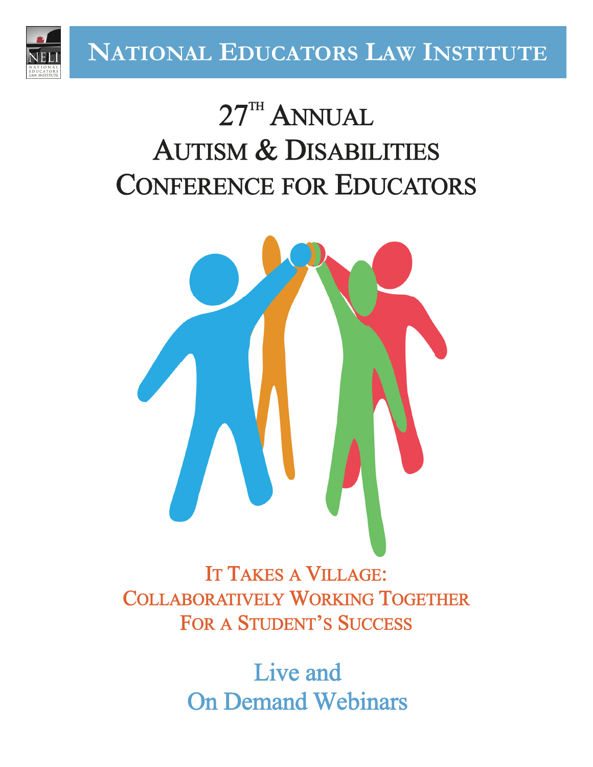NATIONAL EDUCATORS LAW INSTITUTE

# 27th Annual Autism & Disabilities Conference for Educators

## It Takes a Village: Collaboratively Working Together For a Student's Success

Live and
On Demand Webinars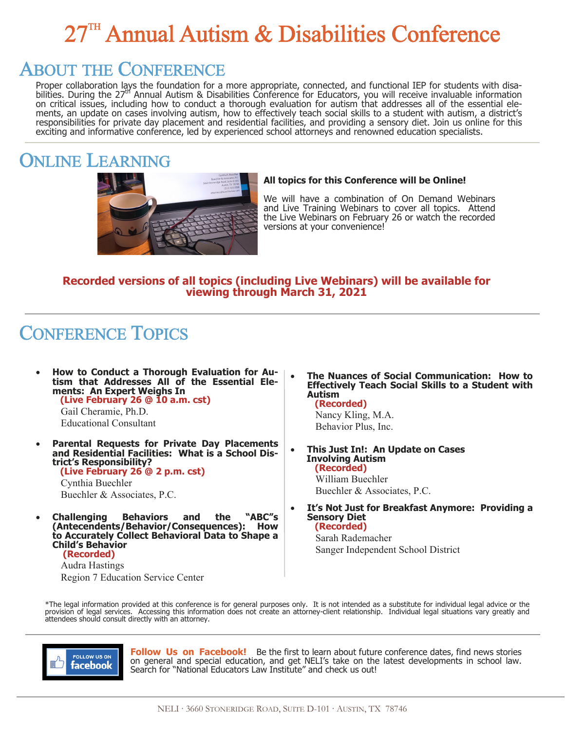# 27[TH] Annual Autism & Disabilities Conference

## About the Conference

Proper collaboration lays the foundation for a more appropriate, connected, and functional IEP for students with disabilities. During the 27[th] Annual Autism & Disabilities Conference for Educators, you will receive invaluable information on critical issues, including how to conduct a thorough evaluation for autism that addresses all of the essential elements, an update on cases involving autism, how to effectively teach social skills to a student with autism, a district's responsibilities for private day placement and residential facilities, and providing a sensory diet. Join us online for this exciting and informative conference, led by experienced school attorneys and renowned education specialists.

## Online Learning

**All topics for this Conference will be Online!**

We will have a combination of On Demand Webinars and Live Training Webinars to cover all topics. Attend the Live Webinars on February 26 or watch the recorded versions at your convenience!

**Recorded versions of all topics (including Live Webinars) will be available for viewing through March 31, 2021**

## Conference Topics

- **How to Conduct a Thorough Evaluation for Autism that Addresses All of the Essential Elements: An Expert Weighs In**
  **(Live February 26 @ 10 a.m. cst)**
  Gail Cheramie, Ph.D.
  Educational Consultant

- **Parental Requests for Private Day Placements and Residential Facilities: What is a School District's Responsibility?**
  **(Live February 26 @ 2 p.m. cst)**
  Cynthia Buechler
  Buechler & Associates, P.C.

- **Challenging Behaviors and the "ABC"s (Antecendents/Behavior/Consequences): How to Accurately Collect Behavioral Data to Shape a Child's Behavior**
  **(Recorded)**
  Audra Hastings
  Region 7 Education Service Center

- **The Nuances of Social Communication: How to Effectively Teach Social Skills to a Student with Autism**
  **(Recorded)**
  Nancy Kling, M.A.
  Behavior Plus, Inc.

- **This Just In!: An Update on Cases Involving Autism**
  **(Recorded)**
  William Buechler
  Buechler & Associates, P.C.

- **It's Not Just for Breakfast Anymore: Providing a Sensory Diet**
  **(Recorded)**
  Sarah Rademacher
  Sanger Independent School District

*The legal information provided at this conference is for general purposes only. It is not intended as a substitute for individual legal advice or the provision of legal services. Accessing this information does not create an attorney-client relationship. Individual legal situations vary greatly and attendees should consult directly with an attorney.

**Follow Us on Facebook!** Be the first to learn about future conference dates, find news stories on general and special education, and get NELI's take on the latest developments in school law. Search for "National Educators Law Institute" and check us out!

NELI · 3660 Stoneridge Road, Suite D-101 · Austin, TX 78746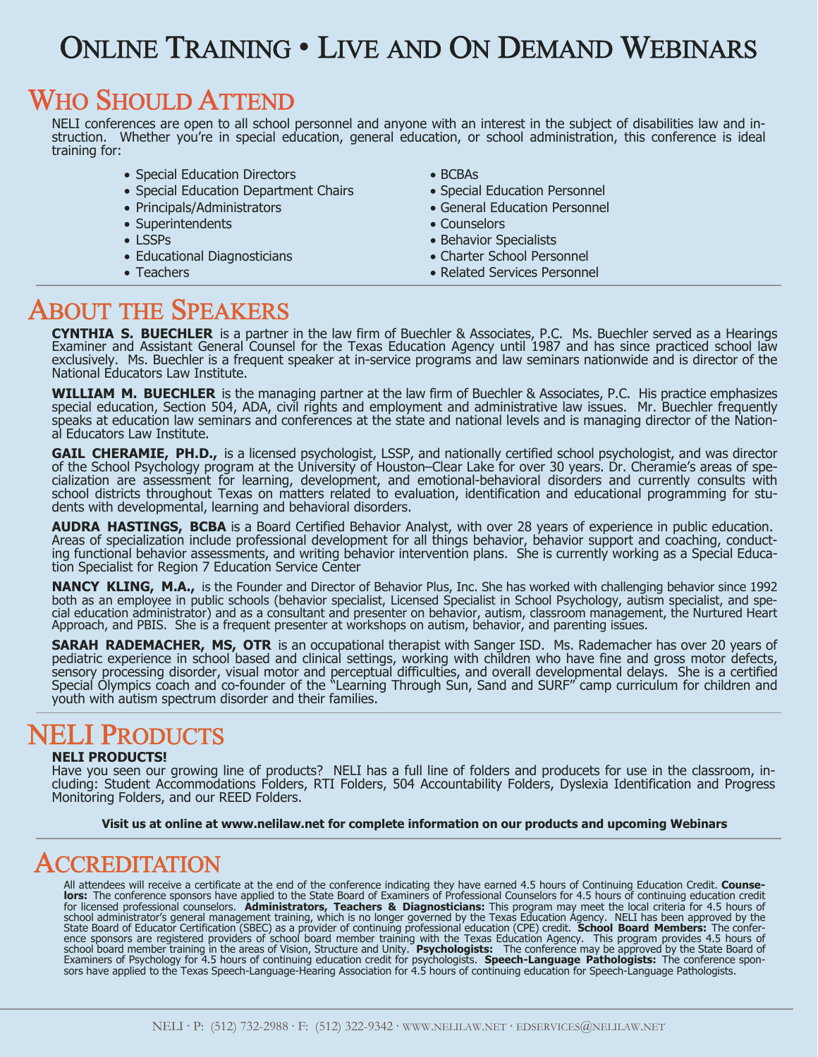# Online Training • Live and On Demand Webinars

## Who Should Attend

NELI conferences are open to all school personnel and anyone with an interest in the subject of disabilities law and instruction. Whether you're in special education, general education, or school administration, this conference is ideal training for:

- Special Education Directors
- Special Education Department Chairs
- Principals/Administrators
- Superintendents
- LSSPs
- Educational Diagnosticians
- Teachers
- BCBAs
- Special Education Personnel
- General Education Personnel
- Counselors
- Behavior Specialists
- Charter School Personnel
- Related Services Personnel

## About the Speakers

**CYNTHIA S. BUECHLER** is a partner in the law firm of Buechler & Associates, P.C. Ms. Buechler served as a Hearings Examiner and Assistant General Counsel for the Texas Education Agency until 1987 and has since practiced school law exclusively. Ms. Buechler is a frequent speaker at in-service programs and law seminars nationwide and is director of the National Educators Law Institute.

**WILLIAM M. BUECHLER** is the managing partner at the law firm of Buechler & Associates, P.C. His practice emphasizes special education, Section 504, ADA, civil rights and employment and administrative law issues. Mr. Buechler frequently speaks at education law seminars and conferences at the state and national levels and is managing director of the National Educators Law Institute.

**GAIL CHERAMIE, PH.D.,** is a licensed psychologist, LSSP, and nationally certified school psychologist, and was director of the School Psychology program at the University of Houston–Clear Lake for over 30 years. Dr. Cheramie's areas of specialization are assessment for learning, development, and emotional-behavioral disorders and currently consults with school districts throughout Texas on matters related to evaluation, identification and educational programming for students with developmental, learning and behavioral disorders.

**AUDRA HASTINGS, BCBA** is a Board Certified Behavior Analyst, with over 28 years of experience in public education. Areas of specialization include professional development for all things behavior, behavior support and coaching, conducting functional behavior assessments, and writing behavior intervention plans. She is currently working as a Special Education Specialist for Region 7 Education Service Center

**NANCY KLING, M.A.,** is the Founder and Director of Behavior Plus, Inc. She has worked with challenging behavior since 1992 both as an employee in public schools (behavior specialist, Licensed Specialist in School Psychology, autism specialist, and special education administrator) and as a consultant and presenter on behavior, autism, classroom management, the Nurtured Heart Approach, and PBIS. She is a frequent presenter at workshops on autism, behavior, and parenting issues.

**SARAH RADEMACHER, MS, OTR** is an occupational therapist with Sanger ISD. Ms. Rademacher has over 20 years of pediatric experience in school based and clinical settings, working with children who have fine and gross motor defects, sensory processing disorder, visual motor and perceptual difficulties, and overall developmental delays. She is a certified Special Olympics coach and co-founder of the "Learning Through Sun, Sand and SURF" camp curriculum for children and youth with autism spectrum disorder and their families.

## NELI Products

**NELI PRODUCTS!**

Have you seen our growing line of products? NELI has a full line of folders and producets for use in the classroom, including: Student Accommodations Folders, RTI Folders, 504 Accountability Folders, Dyslexia Identification and Progress Monitoring Folders, and our REED Folders.

**Visit us at online at www.nelilaw.net for complete information on our products and upcoming Webinars**

## Accreditation

All attendees will receive a certificate at the end of the conference indicating they have earned 4.5 hours of Continuing Education Credit. **Counselors:** The conference sponsors have applied to the State Board of Examiners of Professional Counselors for 4.5 hours of continuing education credit for licensed professional counselors. **Administrators, Teachers & Diagnosticians:** This program may meet the local criteria for 4.5 hours of school administrator's general management training, which is no longer governed by the Texas Education Agency. NELI has been approved by the State Board of Educator Certification (SBEC) as a provider of continuing professional education (CPE) credit. **School Board Members:** The conference sponsors are registered providers of school board member training with the Texas Education Agency. This program provides 4.5 hours of school board member training in the areas of Vision, Structure and Unity. **Psychologists:** The conference may be approved by the State Board of Examiners of Psychology for 4.5 hours of continuing education credit for psychologists. **Speech-Language Pathologists:** The conference sponsors have applied to the Texas Speech-Language-Hearing Association for 4.5 hours of continuing education for Speech-Language Pathologists.

NELI · P: (512) 732-2988 · F: (512) 322-9342 · www.nelilaw.net · edservices@nelilaw.net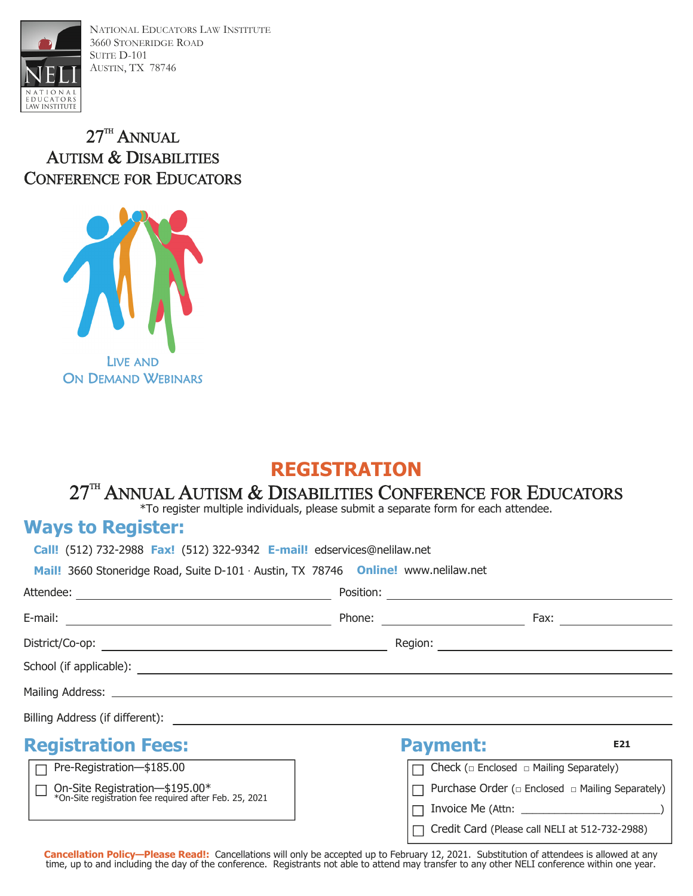NATIONAL EDUCATORS LAW INSTITUTE
3660 STONERIDGE ROAD
SUITE D-101
AUSTIN, TX 78746

# 27TH ANNUAL AUTISM & DISABILITIES CONFERENCE FOR EDUCATORS

LIVE AND ON DEMAND WEBINARS

## REGISTRATION

## 27TH ANNUAL AUTISM & DISABILITIES CONFERENCE FOR EDUCATORS

*To register multiple individuals, please submit a separate form for each attendee.

## Ways to Register:

**Call!** (512) 732-2988 **Fax!** (512) 322-9342 **E-mail!** edservices@nelilaw.net

**Mail!** 3660 Stoneridge Road, Suite D-101 · Austin, TX 78746 **Online!** www.nelilaw.net

Attendee: ______________________ Position: ______________________

E-mail: ______________________ Phone: ______________ Fax: ______________

District/Co-op: ______________________ Region: ______________________

School (if applicable): ______________________

Mailing Address: ______________________

Billing Address (if different): ______________________

## Registration Fees:

- ☐ Pre-Registration—$185.00
- ☐ On-Site Registration—$195.00*
  *On-Site registration fee required after Feb. 25, 2021

## Payment:

E21

- ☐ Check (☐ Enclosed ☐ Mailing Separately)
- ☐ Purchase Order (☐ Enclosed ☐ Mailing Separately)
- ☐ Invoice Me (Attn: ______________________)
- ☐ Credit Card (Please call NELI at 512-732-2988)

**Cancellation Policy—Please Read!:** Cancellations will only be accepted up to February 12, 2021. Substitution of attendees is allowed at any time, up to and including the day of the conference. Registrants not able to attend may transfer to any other NELI conference within one year.